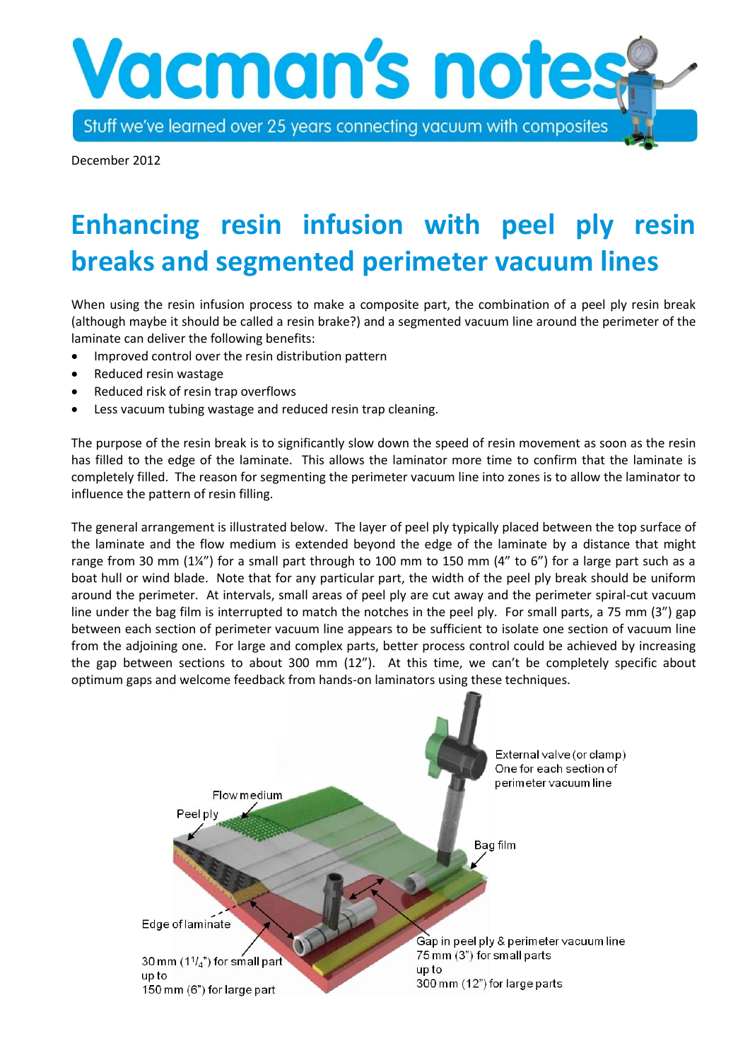# Vacman's notes

Stuff we've learned over 25 years connecting vacuum with composites

December 2012

## Enhancing resin infusion with peel ply resin breaks and segmented perimeter vacuum lines

When using the resin infusion process to make a composite part, the combination of a peel ply resin break (although maybe it should be called a resin brake?) and a segmented vacuum line around the perimeter of the laminate can deliver the following benefits:

- Improved control over the resin distribution pattern
- Reduced resin wastage
- Reduced risk of resin trap overflows
- Less vacuum tubing wastage and reduced resin trap cleaning.

The purpose of the resin break is to significantly slow down the speed of resin movement as soon as the resin has filled to the edge of the laminate. This allows the laminator more time to confirm that the laminate is completely filled. The reason for segmenting the perimeter vacuum line into zones is to allow the laminator to influence the pattern of resin filling.

The general arrangement is illustrated below. The layer of peel ply typically placed between the top surface of the laminate and the flow medium is extended beyond the edge of the laminate by a distance that might range from 30 mm (1¼") for a small part through to 100 mm to 150 mm (4" to 6") for a large part such as a boat hull or wind blade. Note that for any particular part, the width of the peel ply break should be uniform around the perimeter. At intervals, small areas of peel ply are cut away and the perimeter spiral-cut vacuum line under the bag film is interrupted to match the notches in the peel ply. For small parts, a 75 mm (3") gap between each section of perimeter vacuum line appears to be sufficient to isolate one section of vacuum line from the adjoining one. For large and complex parts, better process control could be achieved by increasing the gap between sections to about 300 mm (12"). At this time, we can't be completely specific about optimum gaps and welcome feedback from hands-on laminators using these techniques.

Flow medium

Peel ply

External valve (or clamp) One for each section of perimeter vacuum line

Bag film

Edge of laminate

30 mm (1¼") for small part up to 150 mm (6") for large part

Gap in peel ply & perimeter vacuum line 75 mm (3") for small parts up to 300 mm (12") for large parts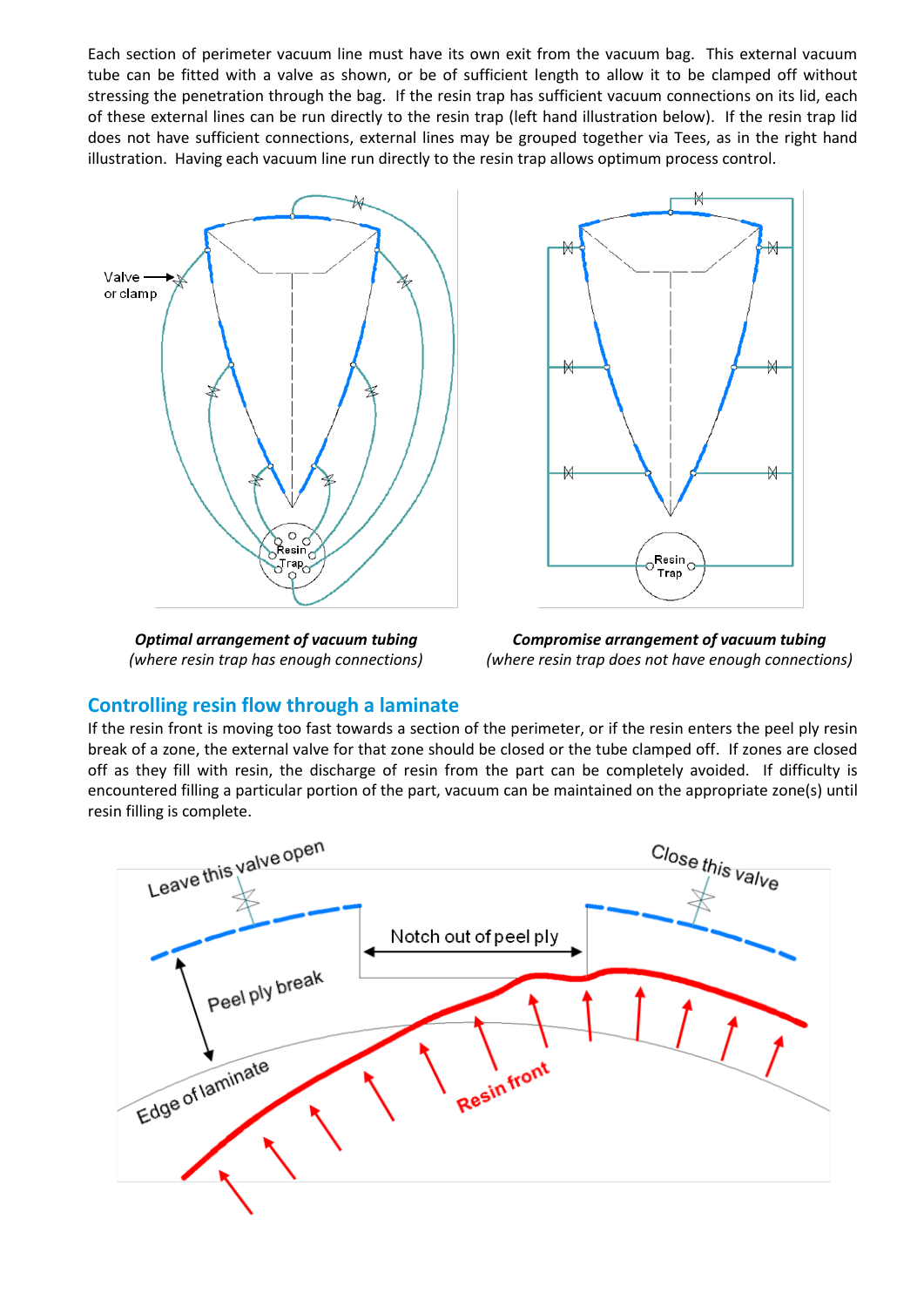Each section of perimeter vacuum line must have its own exit from the vacuum bag. This external vacuum tube can be fitted with a valve as shown, or be of sufficient length to allow it to be clamped off without stressing the penetration through the bag. If the resin trap has sufficient vacuum connections on its lid, each of these external lines can be run directly to the resin trap (left hand illustration below). If the resin trap lid does not have sufficient connections, external lines may be grouped together via Tees, as in the right hand illustration. Having each vacuum line run directly to the resin trap allows optimum process control.

***Optimal arrangement of vacuum tubing***
*(where resin trap has enough connections)*

***Compromise arrangement of vacuum tubing***
*(where resin trap does not have enough connections)*

## Controlling resin flow through a laminate

If the resin front is moving too fast towards a section of the perimeter, or if the resin enters the peel ply resin break of a zone, the external valve for that zone should be closed or the tube clamped off. If zones are closed off as they fill with resin, the discharge of resin from the part can be completely avoided. If difficulty is encountered filling a particular portion of the part, vacuum can be maintained on the appropriate zone(s) until resin filling is complete.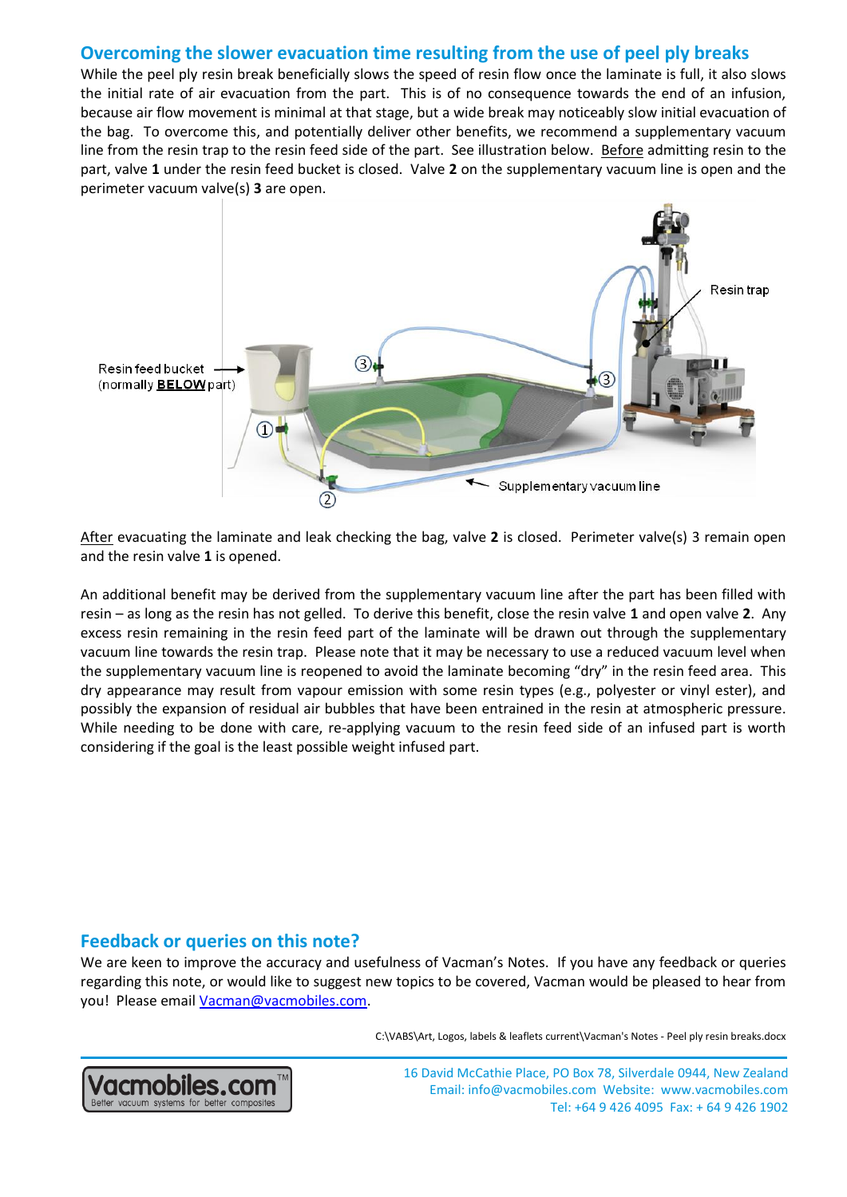## Overcoming the slower evacuation time resulting from the use of peel ply breaks

While the peel ply resin break beneficially slows the speed of resin flow once the laminate is full, it also slows the initial rate of air evacuation from the part. This is of no consequence towards the end of an infusion, because air flow movement is minimal at that stage, but a wide break may noticeably slow initial evacuation of the bag. To overcome this, and potentially deliver other benefits, we recommend a supplementary vacuum line from the resin trap to the resin feed side of the part. See illustration below. Before admitting resin to the part, valve **1** under the resin feed bucket is closed. Valve **2** on the supplementary vacuum line is open and the perimeter vacuum valve(s) **3** are open.

Resin feed bucket (normally **BELOW** part)

Resin trap

Supplementary vacuum line

① ② ③ ③

After evacuating the laminate and leak checking the bag, valve **2** is closed. Perimeter valve(s) 3 remain open and the resin valve **1** is opened.

An additional benefit may be derived from the supplementary vacuum line after the part has been filled with resin – as long as the resin has not gelled. To derive this benefit, close the resin valve **1** and open valve **2**. Any excess resin remaining in the resin feed part of the laminate will be drawn out through the supplementary vacuum line towards the resin trap. Please note that it may be necessary to use a reduced vacuum level when the supplementary vacuum line is reopened to avoid the laminate becoming "dry" in the resin feed area. This dry appearance may result from vapour emission with some resin types (e.g., polyester or vinyl ester), and possibly the expansion of residual air bubbles that have been entrained in the resin at atmospheric pressure. While needing to be done with care, re-applying vacuum to the resin feed side of an infused part is worth considering if the goal is the least possible weight infused part.

## Feedback or queries on this note?

We are keen to improve the accuracy and usefulness of Vacman's Notes. If you have any feedback or queries regarding this note, or would like to suggest new topics to be covered, Vacman would be pleased to hear from you! Please email Vacman@vacmobiles.com.

C:\VABS\Art, Logos, labels & leaflets current\Vacman's Notes - Peel ply resin breaks.docx

Vacmobiles.com™ Better vacuum systems for better composites

16 David McCathie Place, PO Box 78, Silverdale 0944, New Zealand
Email: info@vacmobiles.com Website: www.vacmobiles.com
Tel: +64 9 426 4095 Fax: + 64 9 426 1902